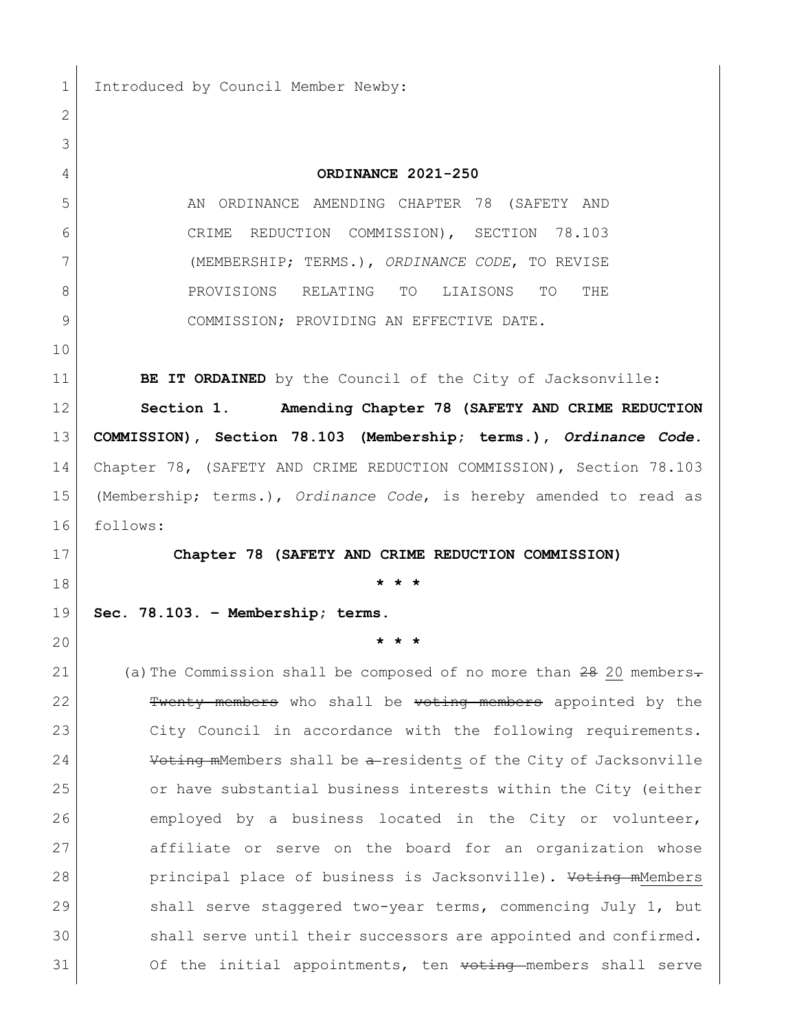Introduced by Council Member Newby:

**ORDINANCE 2021-250**

AN ORDINANCE AMENDING CHAPTER 78 (SAFETY AND CRIME REDUCTION COMMISSION), SECTION 78.103 (MEMBERSHIP; TERMS.), *ORDINANCE CODE*, TO REVISE PROVISIONS RELATING TO LIAISONS TO THE COMMISSION; PROVIDING AN EFFECTIVE DATE.

**BE IT ORDAINED** by the Council of the City of Jacksonville:

**Section 1. Amending Chapter 78 (SAFETY AND CRIME REDUCTION COMMISSION), Section 78.103 (Membership; terms.), *Ordinance Code*.** Chapter 78, (SAFETY AND CRIME REDUCTION COMMISSION), Section 78.103 (Membership; terms.), *Ordinance Code*, is hereby amended to read as follows:

**Chapter 78 (SAFETY AND CRIME REDUCTION COMMISSION)**

**\* \* \***

**Sec. 78.103. – Membership; terms.**

**\* \* \***

(a) The Commission shall be composed of no more than ~~28~~ <u>20</u> members~~.~~ ~~Twenty members~~ who shall be ~~voting members~~ appointed by the City Council in accordance with the following requirements. ~~Voting m~~<u>M</u>embers shall be ~~a~~ resident<u>s</u> of the City of Jacksonville or have substantial business interests within the City (either employed by a business located in the City or volunteer, affiliate or serve on the board for an organization whose principal place of business is Jacksonville). ~~Voting m~~<u>M</u>embers shall serve staggered two-year terms, commencing July 1, but shall serve until their successors are appointed and confirmed. Of the initial appointments, ten ~~voting~~ members shall serve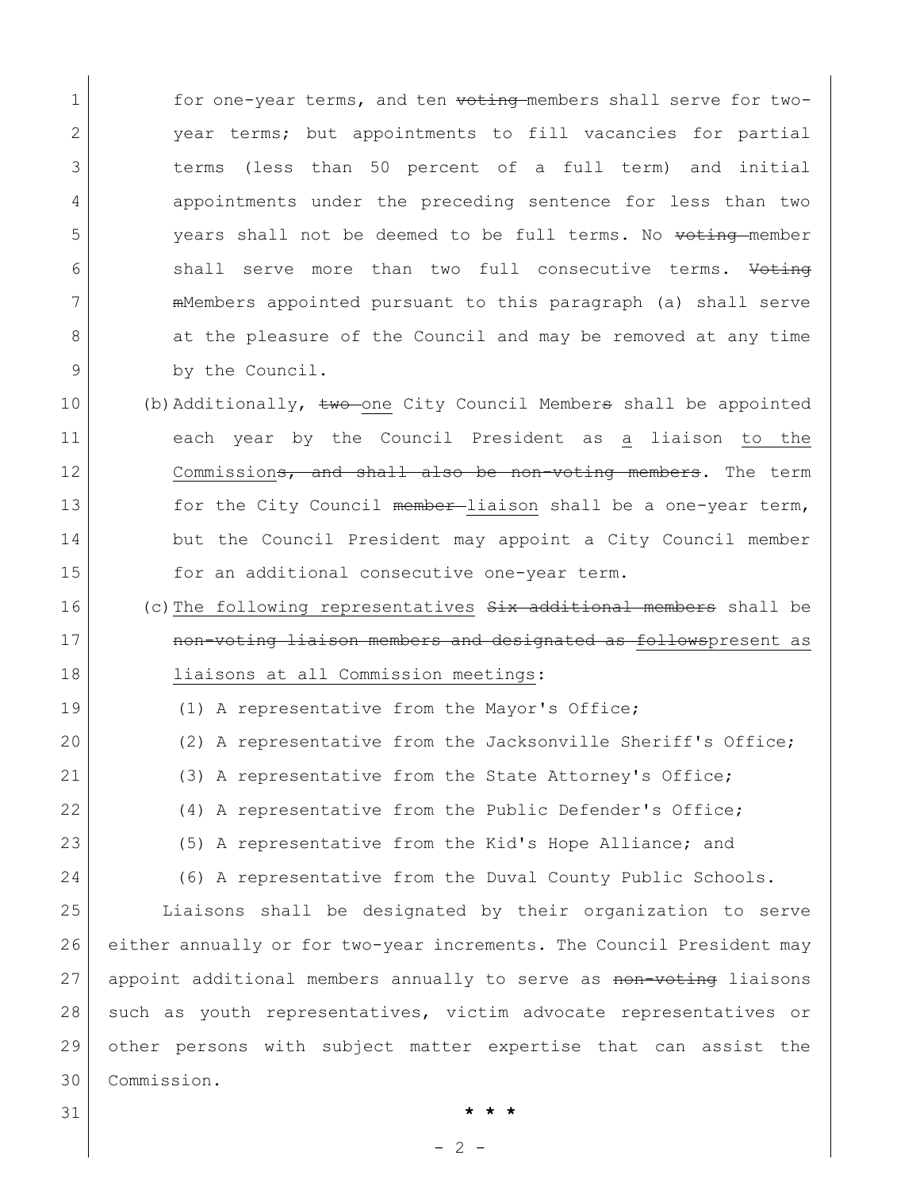for one-year terms, and ten ~~voting~~ members shall serve for two-year terms; but appointments to fill vacancies for partial terms (less than 50 percent of a full term) and initial appointments under the preceding sentence for less than two years shall not be deemed to be full terms. No ~~voting~~ member shall serve more than two full consecutive terms. ~~Voting m~~Members appointed pursuant to this paragraph (a) shall serve at the pleasure of the Council and may be removed at any time by the Council.

(b) Additionally, ~~two~~ one City Council Member~~s~~ shall be appointed each year by the Council President as a liaison to the Commission~~s, and shall also be non-voting members~~. The term for the City Council ~~member~~ liaison shall be a one-year term, but the Council President may appoint a City Council member for an additional consecutive one-year term.

(c) The following representatives ~~Six additional members~~ shall be ~~non-voting liaison members and designated as follows~~present as liaisons at all Commission meetings:

(1) A representative from the Mayor's Office;

(2) A representative from the Jacksonville Sheriff's Office;

(3) A representative from the State Attorney's Office;

(4) A representative from the Public Defender's Office;

(5) A representative from the Kid's Hope Alliance; and

(6) A representative from the Duval County Public Schools.

Liaisons shall be designated by their organization to serve either annually or for two-year increments. The Council President may appoint additional members annually to serve as ~~non-voting~~ liaisons such as youth representatives, victim advocate representatives or other persons with subject matter expertise that can assist the Commission.

\* \* \*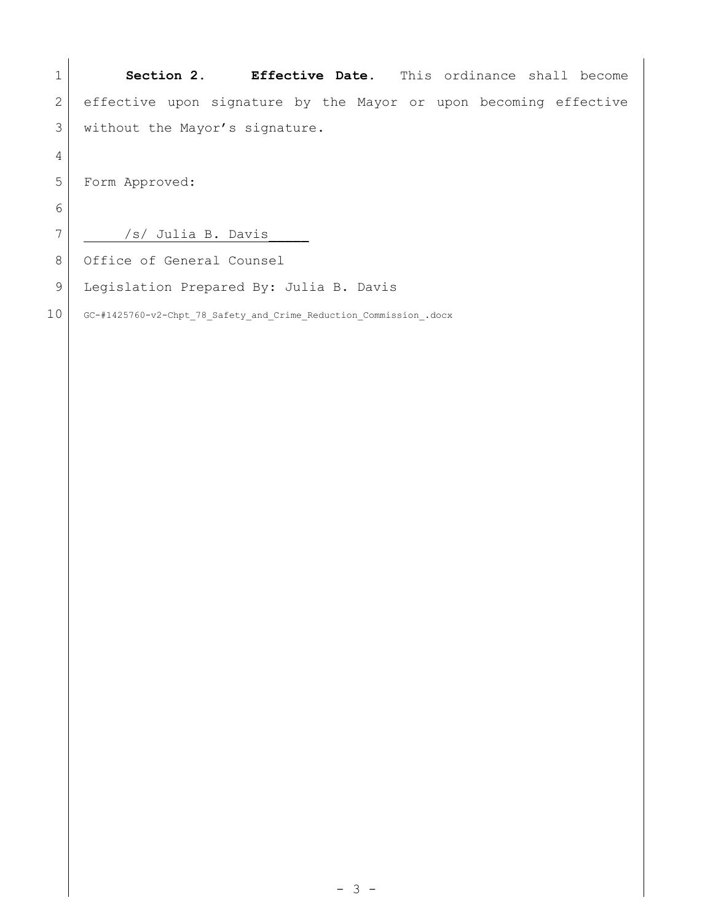**Section 2. Effective Date.** This ordinance shall become effective upon signature by the Mayor or upon becoming effective without the Mayor's signature.

Form Approved:

/s/ Julia B. Davis

Office of General Counsel

Legislation Prepared By: Julia B. Davis

GC-#1425760-v2-Chpt_78_Safety_and_Crime_Reduction_Commission_.docx